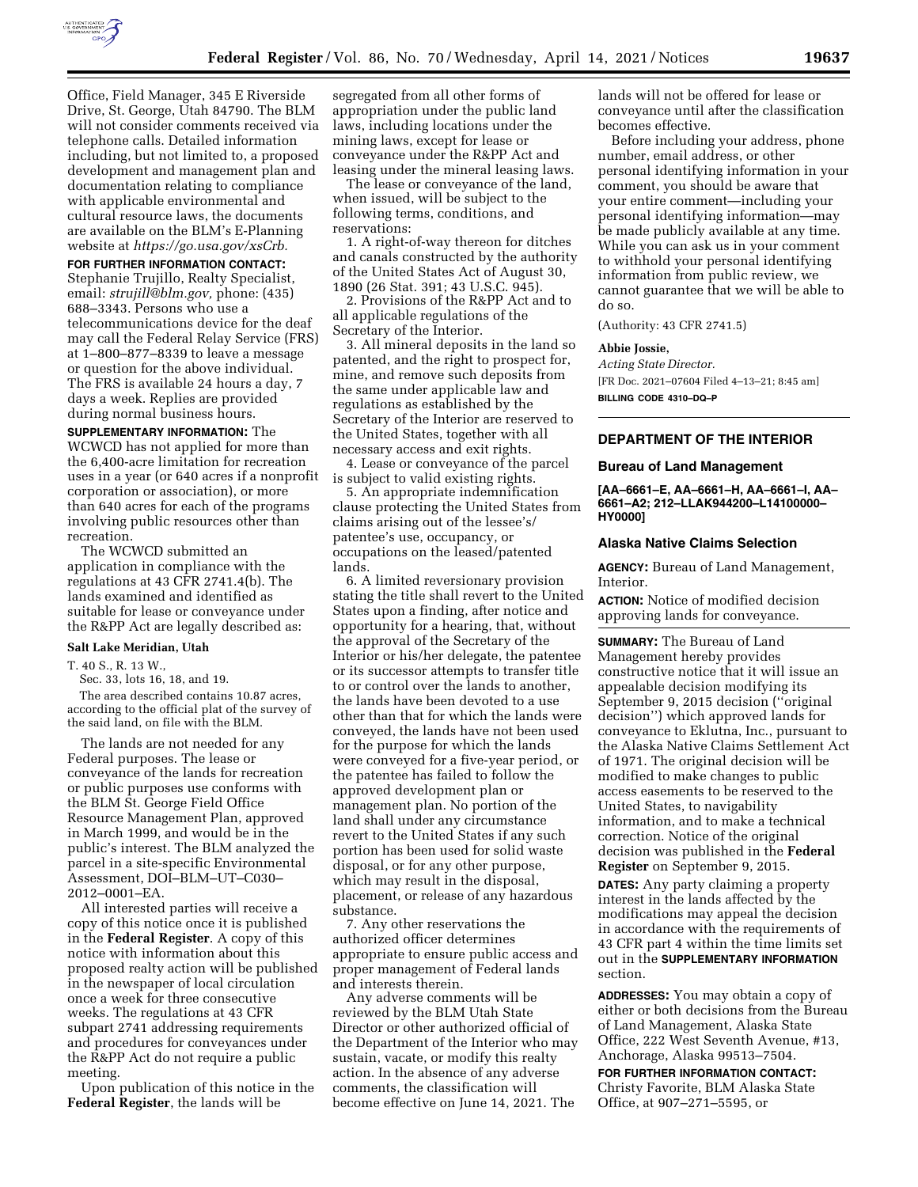Office, Field Manager, 345 E Riverside Drive, St. George, Utah 84790. The BLM will not consider comments received via telephone calls. Detailed information including, but not limited to, a proposed development and management plan and documentation relating to compliance with applicable environmental and cultural resource laws, the documents are available on the BLM's E-Planning website at *https://go.usa.gov/xsCrb.*

**FOR FURTHER INFORMATION CONTACT:** Stephanie Trujillo, Realty Specialist, email: *strujill@blm.gov,* phone: (435) 688–3343. Persons who use a telecommunications device for the deaf may call the Federal Relay Service (FRS) at 1–800–877–8339 to leave a message or question for the above individual. The FRS is available 24 hours a day, 7 days a week. Replies are provided during normal business hours.

**SUPPLEMENTARY INFORMATION:** The WCWCD has not applied for more than the 6,400-acre limitation for recreation uses in a year (or 640 acres if a nonprofit corporation or association), or more than 640 acres for each of the programs involving public resources other than recreation.

The WCWCD submitted an application in compliance with the regulations at 43 CFR 2741.4(b). The lands examined and identified as suitable for lease or conveyance under the R&PP Act are legally described as:

**Salt Lake Meridian, Utah**

T. 40 S., R. 13 W.,
Sec. 33, lots 16, 18, and 19.

The area described contains 10.87 acres, according to the official plat of the survey of the said land, on file with the BLM.

The lands are not needed for any Federal purposes. The lease or conveyance of the lands for recreation or public purposes use conforms with the BLM St. George Field Office Resource Management Plan, approved in March 1999, and would be in the public's interest. The BLM analyzed the parcel in a site-specific Environmental Assessment, DOI–BLM–UT–C030–2012–0001–EA.

All interested parties will receive a copy of this notice once it is published in the **Federal Register**. A copy of this notice with information about this proposed realty action will be published in the newspaper of local circulation once a week for three consecutive weeks. The regulations at 43 CFR subpart 2741 addressing requirements and procedures for conveyances under the R&PP Act do not require a public meeting.

Upon publication of this notice in the **Federal Register**, the lands will be segregated from all other forms of appropriation under the public land laws, including locations under the mining laws, except for lease or conveyance under the R&PP Act and leasing under the mineral leasing laws.

The lease or conveyance of the land, when issued, will be subject to the following terms, conditions, and reservations:

1. A right-of-way thereon for ditches and canals constructed by the authority of the United States Act of August 30, 1890 (26 Stat. 391; 43 U.S.C. 945).
2. Provisions of the R&PP Act and to all applicable regulations of the Secretary of the Interior.
3. All mineral deposits in the land so patented, and the right to prospect for, mine, and remove such deposits from the same under applicable law and regulations as established by the Secretary of the Interior are reserved to the United States, together with all necessary access and exit rights.
4. Lease or conveyance of the parcel is subject to valid existing rights.
5. An appropriate indemnification clause protecting the United States from claims arising out of the lessee's/patentee's use, occupancy, or occupations on the leased/patented lands.
6. A limited reversionary provision stating the title shall revert to the United States upon a finding, after notice and opportunity for a hearing, that, without the approval of the Secretary of the Interior or his/her delegate, the patentee or its successor attempts to transfer title to or control over the lands to another, the lands have been devoted to a use other than that for which the lands were conveyed, the lands have not been used for the purpose for which the lands were conveyed for a five-year period, or the patentee has failed to follow the approved development plan or management plan. No portion of the land shall under any circumstance revert to the United States if any such portion has been used for solid waste disposal, or for any other purpose, which may result in the disposal, placement, or release of any hazardous substance.
7. Any other reservations the authorized officer determines appropriate to ensure public access and proper management of Federal lands and interests therein.

Any adverse comments will be reviewed by the BLM Utah State Director or other authorized official of the Department of the Interior who may sustain, vacate, or modify this realty action. In the absence of any adverse comments, the classification will become effective on June 14, 2021. The lands will not be offered for lease or conveyance until after the classification becomes effective.

Before including your address, phone number, email address, or other personal identifying information in your comment, you should be aware that your entire comment—including your personal identifying information—may be made publicly available at any time. While you can ask us in your comment to withhold your personal identifying information from public review, we cannot guarantee that we will be able to do so.

(Authority: 43 CFR 2741.5)

**Abbie Jossie,**

*Acting State Director.*

[FR Doc. 2021–07604 Filed 4–13–21; 8:45 am]

**BILLING CODE 4310–DQ–P**

---

## DEPARTMENT OF THE INTERIOR

### Bureau of Land Management

**[AA–6661–E, AA–6661–H, AA–6661–I, AA–6661–A2; 212–LLAK944200–L14100000–HY0000]**

### Alaska Native Claims Selection

**AGENCY:** Bureau of Land Management, Interior.

**ACTION:** Notice of modified decision approving lands for conveyance.

**SUMMARY:** The Bureau of Land Management hereby provides constructive notice that it will issue an appealable decision modifying its September 9, 2015 decision (''original decision'') which approved lands for conveyance to Eklutna, Inc., pursuant to the Alaska Native Claims Settlement Act of 1971. The original decision will be modified to make changes to public access easements to be reserved to the United States, to navigability information, and to make a technical correction. Notice of the original decision was published in the **Federal Register** on September 9, 2015.

**DATES:** Any party claiming a property interest in the lands affected by the modifications may appeal the decision in accordance with the requirements of 43 CFR part 4 within the time limits set out in the **SUPPLEMENTARY INFORMATION** section.

**ADDRESSES:** You may obtain a copy of either or both decisions from the Bureau of Land Management, Alaska State Office, 222 West Seventh Avenue, #13, Anchorage, Alaska 99513–7504.

**FOR FURTHER INFORMATION CONTACT:** Christy Favorite, BLM Alaska State Office, at 907–271–5595, or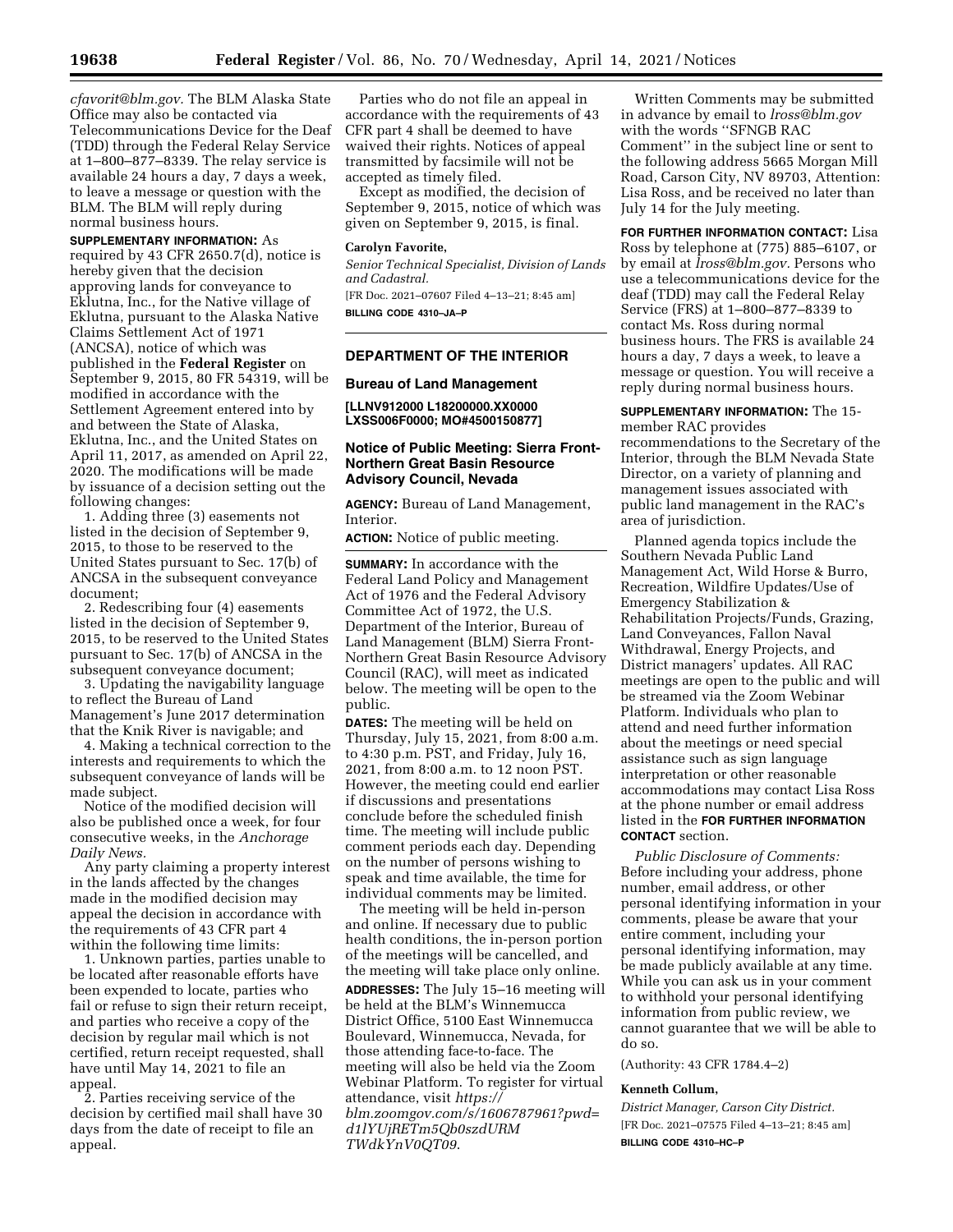*cfavorit@blm.gov.* The BLM Alaska State Office may also be contacted via Telecommunications Device for the Deaf (TDD) through the Federal Relay Service at 1–800–877–8339. The relay service is available 24 hours a day, 7 days a week, to leave a message or question with the BLM. The BLM will reply during normal business hours.

**SUPPLEMENTARY INFORMATION:** As required by 43 CFR 2650.7(d), notice is hereby given that the decision approving lands for conveyance to Eklutna, Inc., for the Native village of Eklutna, pursuant to the Alaska Native Claims Settlement Act of 1971 (ANCSA), notice of which was published in the **Federal Register** on September 9, 2015, 80 FR 54319, will be modified in accordance with the Settlement Agreement entered into by and between the State of Alaska, Eklutna, Inc., and the United States on April 11, 2017, as amended on April 22, 2020. The modifications will be made by issuance of a decision setting out the following changes:

1. Adding three (3) easements not listed in the decision of September 9, 2015, to those to be reserved to the United States pursuant to Sec. 17(b) of ANCSA in the subsequent conveyance document;

2. Redescribing four (4) easements listed in the decision of September 9, 2015, to be reserved to the United States pursuant to Sec. 17(b) of ANCSA in the subsequent conveyance document;

3. Updating the navigability language to reflect the Bureau of Land Management's June 2017 determination that the Knik River is navigable; and

4. Making a technical correction to the interests and requirements to which the subsequent conveyance of lands will be made subject.

Notice of the modified decision will also be published once a week, for four consecutive weeks, in the *Anchorage Daily News.*

Any party claiming a property interest in the lands affected by the changes made in the modified decision may appeal the decision in accordance with the requirements of 43 CFR part 4 within the following time limits:

1. Unknown parties, parties unable to be located after reasonable efforts have been expended to locate, parties who fail or refuse to sign their return receipt, and parties who receive a copy of the decision by regular mail which is not certified, return receipt requested, shall have until May 14, 2021 to file an appeal.

2. Parties receiving service of the decision by certified mail shall have 30 days from the date of receipt to file an appeal.

Parties who do not file an appeal in accordance with the requirements of 43 CFR part 4 shall be deemed to have waived their rights. Notices of appeal transmitted by facsimile will not be accepted as timely filed.

Except as modified, the decision of September 9, 2015, notice of which was given on September 9, 2015, is final.

**Carolyn Favorite,**

*Senior Technical Specialist, Division of Lands and Cadastral.*

[FR Doc. 2021–07607 Filed 4–13–21; 8:45 am]

**BILLING CODE 4310–JA–P**

## DEPARTMENT OF THE INTERIOR

### Bureau of Land Management

**[LLNV912000 L18200000.XX0000 LXSS006F0000; MO#4500150877]**

### Notice of Public Meeting: Sierra Front-Northern Great Basin Resource Advisory Council, Nevada

**AGENCY:** Bureau of Land Management, Interior.

**ACTION:** Notice of public meeting.

**SUMMARY:** In accordance with the Federal Land Policy and Management Act of 1976 and the Federal Advisory Committee Act of 1972, the U.S. Department of the Interior, Bureau of Land Management (BLM) Sierra Front-Northern Great Basin Resource Advisory Council (RAC), will meet as indicated below. The meeting will be open to the public.

**DATES:** The meeting will be held on Thursday, July 15, 2021, from 8:00 a.m. to 4:30 p.m. PST, and Friday, July 16, 2021, from 8:00 a.m. to 12 noon PST. However, the meeting could end earlier if discussions and presentations conclude before the scheduled finish time. The meeting will include public comment periods each day. Depending on the number of persons wishing to speak and time available, the time for individual comments may be limited.

The meeting will be held in-person and online. If necessary due to public health conditions, the in-person portion of the meetings will be cancelled, and the meeting will take place only online.

**ADDRESSES:** The July 15–16 meeting will be held at the BLM's Winnemucca District Office, 5100 East Winnemucca Boulevard, Winnemucca, Nevada, for those attending face-to-face. The meeting will also be held via the Zoom Webinar Platform. To register for virtual attendance, visit *https://blm.zoomgov.com/s/1606787961?pwd=d1lYUjRETm5Qb0szdURMTWdkYnV0QT09.*

Written Comments may be submitted in advance by email to *lross@blm.gov* with the words "SFNGB RAC Comment" in the subject line or sent to the following address 5665 Morgan Mill Road, Carson City, NV 89703, Attention: Lisa Ross, and be received no later than July 14 for the July meeting.

**FOR FURTHER INFORMATION CONTACT:** Lisa Ross by telephone at (775) 885–6107, or by email at *lross@blm.gov.* Persons who use a telecommunications device for the deaf (TDD) may call the Federal Relay Service (FRS) at 1–800–877–8339 to contact Ms. Ross during normal business hours. The FRS is available 24 hours a day, 7 days a week, to leave a message or question. You will receive a reply during normal business hours.

**SUPPLEMENTARY INFORMATION:** The 15-member RAC provides recommendations to the Secretary of the Interior, through the BLM Nevada State Director, on a variety of planning and management issues associated with public land management in the RAC's area of jurisdiction.

Planned agenda topics include the Southern Nevada Public Land Management Act, Wild Horse & Burro, Recreation, Wildfire Updates/Use of Emergency Stabilization & Rehabilitation Projects/Funds, Grazing, Land Conveyances, Fallon Naval Withdrawal, Energy Projects, and District managers' updates. All RAC meetings are open to the public and will be streamed via the Zoom Webinar Platform. Individuals who plan to attend and need further information about the meetings or need special assistance such as sign language interpretation or other reasonable accommodations may contact Lisa Ross at the phone number or email address listed in the **FOR FURTHER INFORMATION CONTACT** section.

*Public Disclosure of Comments:* Before including your address, phone number, email address, or other personal identifying information in your comments, please be aware that your entire comment, including your personal identifying information, may be made publicly available at any time. While you can ask us in your comment to withhold your personal identifying information from public review, we cannot guarantee that we will be able to do so.

(Authority: 43 CFR 1784.4–2)

**Kenneth Collum,**

*District Manager, Carson City District.*

[FR Doc. 2021–07575 Filed 4–13–21; 8:45 am]

**BILLING CODE 4310–HC–P**